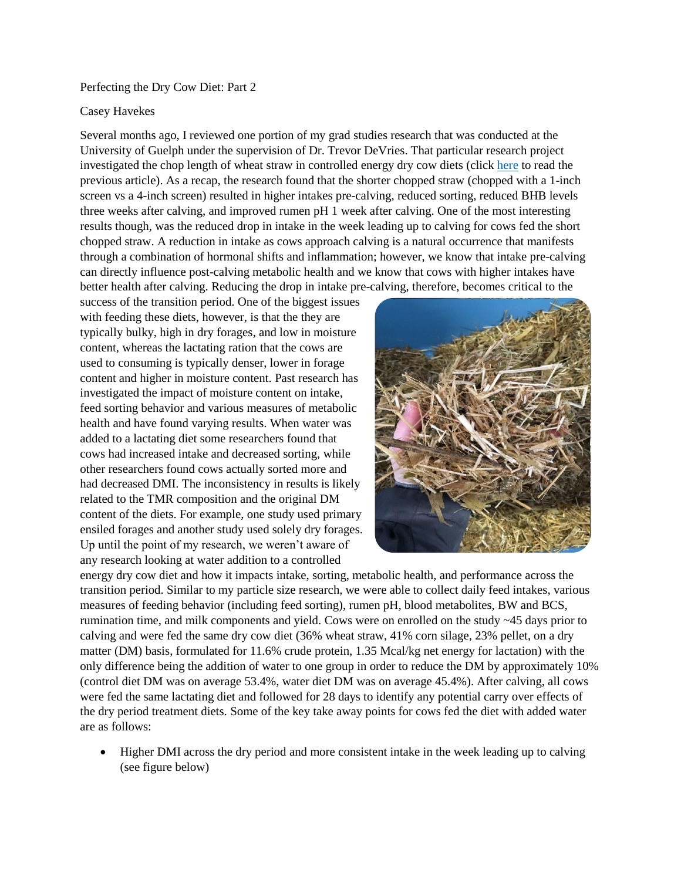Perfecting the Dry Cow Diet: Part 2

Casey Havekes

Several months ago, I reviewed one portion of my grad studies research that was conducted at the University of Guelph under the supervision of Dr. Trevor DeVries. That particular research project investigated the chop length of wheat straw in controlled energy dry cow diets (click here to read the previous article). As a recap, the research found that the shorter chopped straw (chopped with a 1-inch screen vs a 4-inch screen) resulted in higher intakes pre-calving, reduced sorting, reduced BHB levels three weeks after calving, and improved rumen pH 1 week after calving. One of the most interesting results though, was the reduced drop in intake in the week leading up to calving for cows fed the short chopped straw. A reduction in intake as cows approach calving is a natural occurrence that manifests through a combination of hormonal shifts and inflammation; however, we know that intake pre-calving can directly influence post-calving metabolic health and we know that cows with higher intakes have better health after calving. Reducing the drop in intake pre-calving, therefore, becomes critical to the success of the transition period. One of the biggest issues with feeding these diets, however, is that the they are typically bulky, high in dry forages, and low in moisture content, whereas the lactating ration that the cows are used to consuming is typically denser, lower in forage content and higher in moisture content. Past research has investigated the impact of moisture content on intake, feed sorting behavior and various measures of metabolic health and have found varying results. When water was added to a lactating diet some researchers found that cows had increased intake and decreased sorting, while other researchers found cows actually sorted more and had decreased DMI. The inconsistency in results is likely related to the TMR composition and the original DM content of the diets. For example, one study used primary ensiled forages and another study used solely dry forages. Up until the point of my research, we weren't aware of any research looking at water addition to a controlled energy dry cow diet and how it impacts intake, sorting, metabolic health, and performance across the transition period. Similar to my particle size research, we were able to collect daily feed intakes, various measures of feeding behavior (including feed sorting), rumen pH, blood metabolites, BW and BCS, rumination time, and milk components and yield. Cows were on enrolled on the study ~45 days prior to calving and were fed the same dry cow diet (36% wheat straw, 41% corn silage, 23% pellet, on a dry matter (DM) basis, formulated for 11.6% crude protein, 1.35 Mcal/kg net energy for lactation) with the only difference being the addition of water to one group in order to reduce the DM by approximately 10% (control diet DM was on average 53.4%, water diet DM was on average 45.4%). After calving, all cows were fed the same lactating diet and followed for 28 days to identify any potential carry over effects of the dry period treatment diets. Some of the key take away points for cows fed the diet with added water are as follows:

- Higher DMI across the dry period and more consistent intake in the week leading up to calving (see figure below)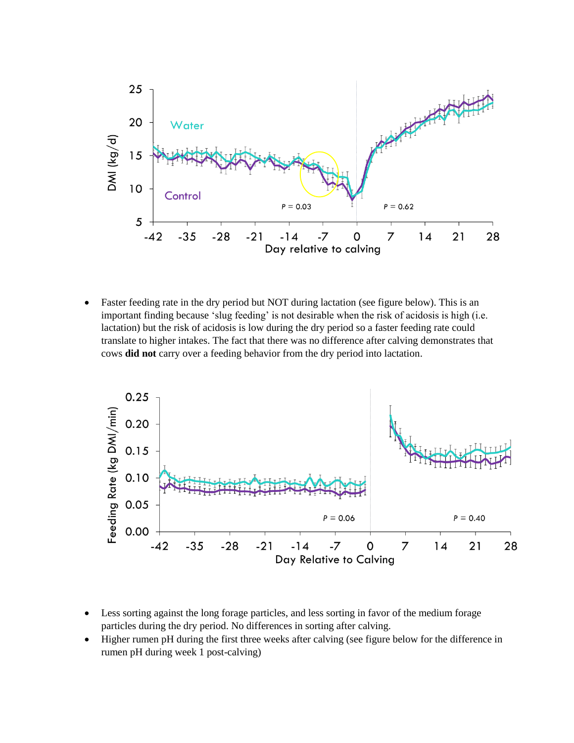- Faster feeding rate in the dry period but NOT during lactation (see figure below). This is an important finding because 'slug feeding' is not desirable when the risk of acidosis is high (i.e. lactation) but the risk of acidosis is low during the dry period so a faster feeding rate could translate to higher intakes. The fact that there was no difference after calving demonstrates that cows **did not** carry over a feeding behavior from the dry period into lactation.

- Less sorting against the long forage particles, and less sorting in favor of the medium forage particles during the dry period. No differences in sorting after calving.
- Higher rumen pH during the first three weeks after calving (see figure below for the difference in rumen pH during week 1 post-calving)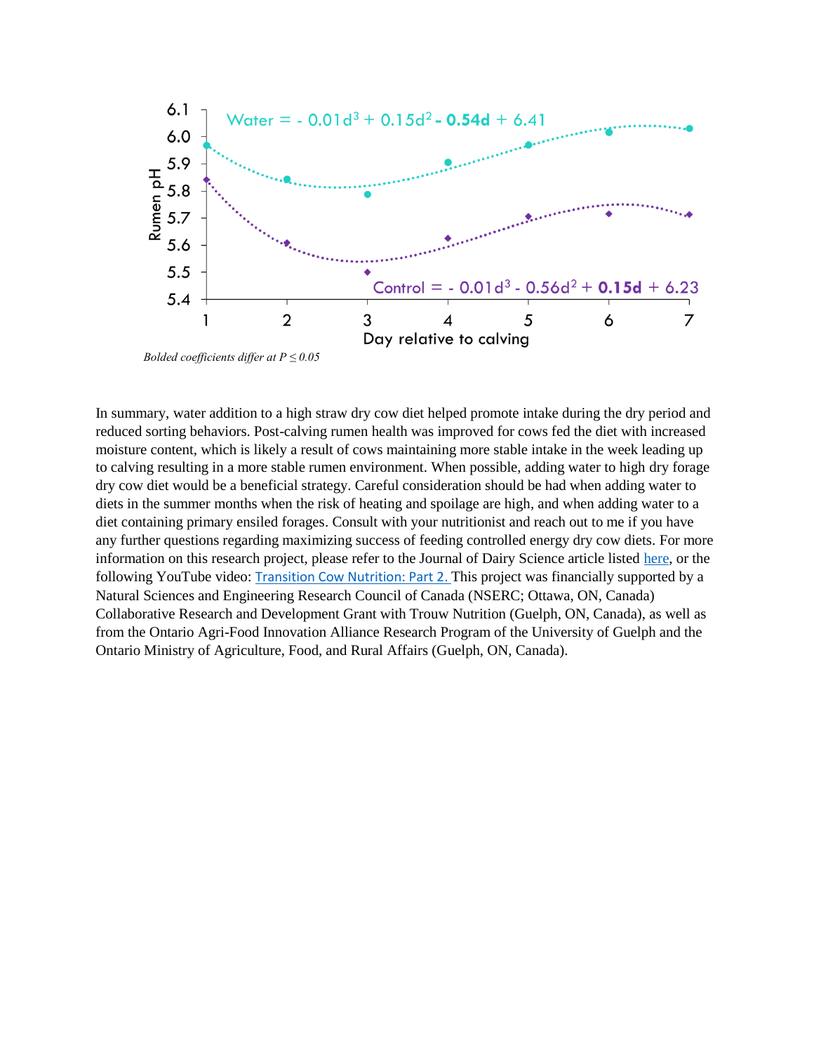6.1
6.0
5.9
5.8
5.7
5.6
5.5
5.4

Rumen pH

Water = - 0.01d$^3$ + 0.15d$^2$ **- 0.54d** + 6.41

Control = - 0.01d$^3$ - 0.56d$^2$ + **0.15d** + 6.23

1 2 3 4 5 6 7

Day relative to calving

*Bolded coefficients differ at P ≤ 0.05*

In summary, water addition to a high straw dry cow diet helped promote intake during the dry period and reduced sorting behaviors. Post-calving rumen health was improved for cows fed the diet with increased moisture content, which is likely a result of cows maintaining more stable intake in the week leading up to calving resulting in a more stable rumen environment. When possible, adding water to high dry forage dry cow diet would be a beneficial strategy. Careful consideration should be had when adding water to diets in the summer months when the risk of heating and spoilage are high, and when adding water to a diet containing primary ensiled forages. Consult with your nutritionist and reach out to me if you have any further questions regarding maximizing success of feeding controlled energy dry cow diets. For more information on this research project, please refer to the Journal of Dairy Science article listed here, or the following YouTube video: Transition Cow Nutrition: Part 2. This project was financially supported by a Natural Sciences and Engineering Research Council of Canada (NSERC; Ottawa, ON, Canada) Collaborative Research and Development Grant with Trouw Nutrition (Guelph, ON, Canada), as well as from the Ontario Agri-Food Innovation Alliance Research Program of the University of Guelph and the Ontario Ministry of Agriculture, Food, and Rural Affairs (Guelph, ON, Canada).